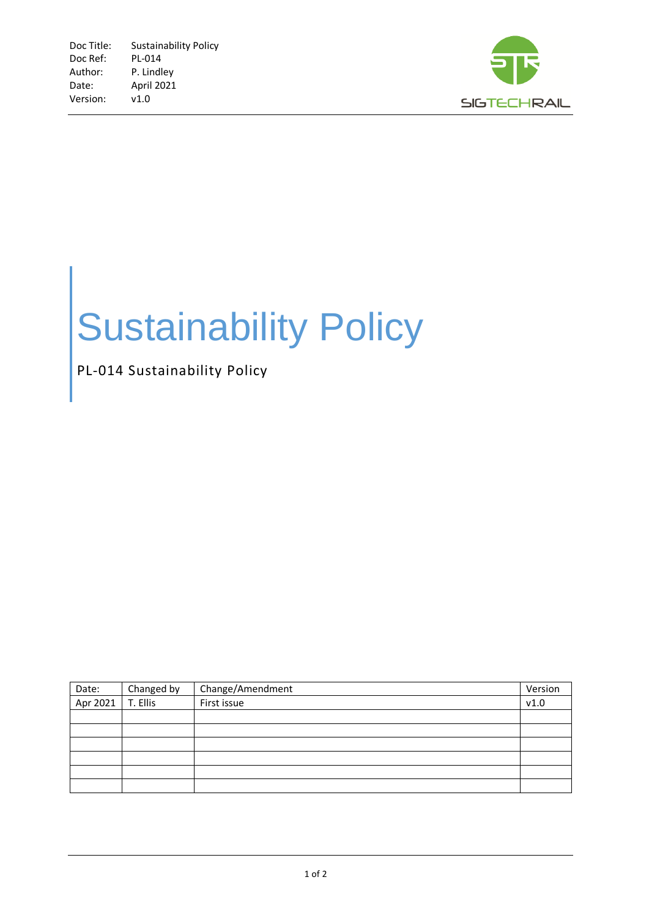| Doc Title: | Sustainability Policy |
| --- | --- |
| Doc Ref: | PL-014 |
| Author: | P. Lindley |
| Date: | April 2021 |
| Version: | v1.0 |

SIGTECHRAIL

# Sustainability Policy

PL-014 Sustainability Policy

| Date: | Changed by | Change/Amendment | Version |
| --- | --- | --- | --- |
| Apr 2021 | T. Ellis | First issue | v1.0 |
| | | | |
| | | | |
| | | | |
| | | | |
| | | | |
| | | | |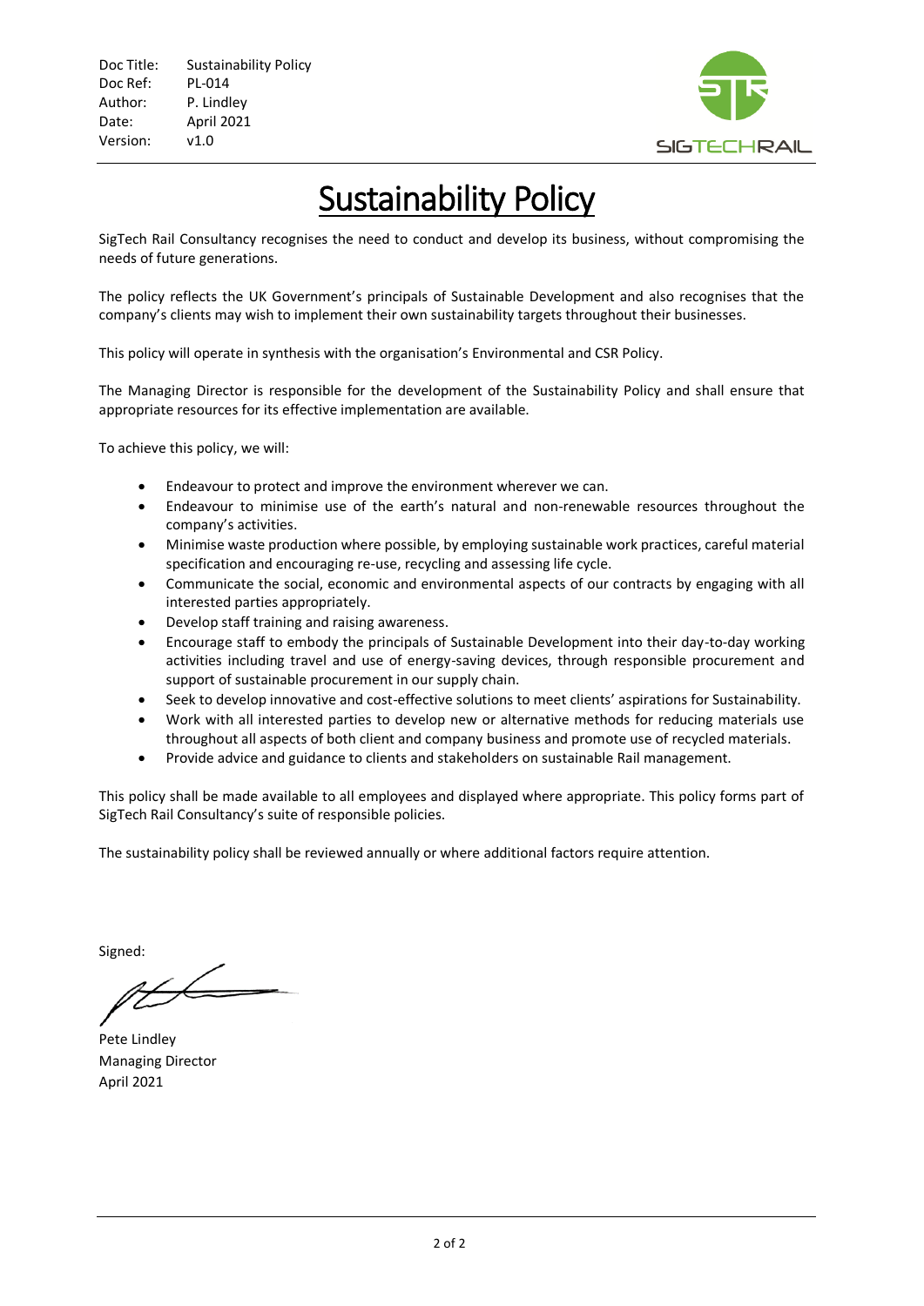| | |
|---|---|
| Doc Title: | Sustainability Policy |
| Doc Ref: | PL-014 |
| Author: | P. Lindley |
| Date: | April 2021 |
| Version: | v1.0 |

# Sustainability Policy

SigTech Rail Consultancy recognises the need to conduct and develop its business, without compromising the needs of future generations.

The policy reflects the UK Government's principals of Sustainable Development and also recognises that the company's clients may wish to implement their own sustainability targets throughout their businesses.

This policy will operate in synthesis with the organisation's Environmental and CSR Policy.

The Managing Director is responsible for the development of the Sustainability Policy and shall ensure that appropriate resources for its effective implementation are available.

To achieve this policy, we will:

- Endeavour to protect and improve the environment wherever we can.
- Endeavour to minimise use of the earth's natural and non-renewable resources throughout the company's activities.
- Minimise waste production where possible, by employing sustainable work practices, careful material specification and encouraging re-use, recycling and assessing life cycle.
- Communicate the social, economic and environmental aspects of our contracts by engaging with all interested parties appropriately.
- Develop staff training and raising awareness.
- Encourage staff to embody the principals of Sustainable Development into their day-to-day working activities including travel and use of energy-saving devices, through responsible procurement and support of sustainable procurement in our supply chain.
- Seek to develop innovative and cost-effective solutions to meet clients' aspirations for Sustainability.
- Work with all interested parties to develop new or alternative methods for reducing materials use throughout all aspects of both client and company business and promote use of recycled materials.
- Provide advice and guidance to clients and stakeholders on sustainable Rail management.

This policy shall be made available to all employees and displayed where appropriate. This policy forms part of SigTech Rail Consultancy's suite of responsible policies.

The sustainability policy shall be reviewed annually or where additional factors require attention.

Signed:

Pete Lindley
Managing Director
April 2021